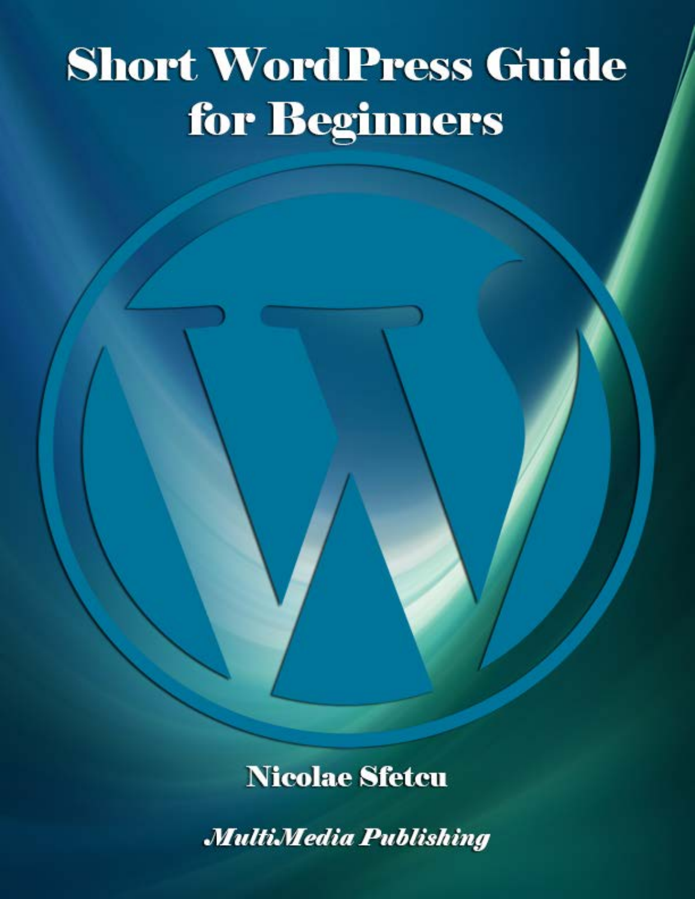# Short WordPress Guide for Beginners

**Nicolae Sfetcu**

***MultiMedia Publishing***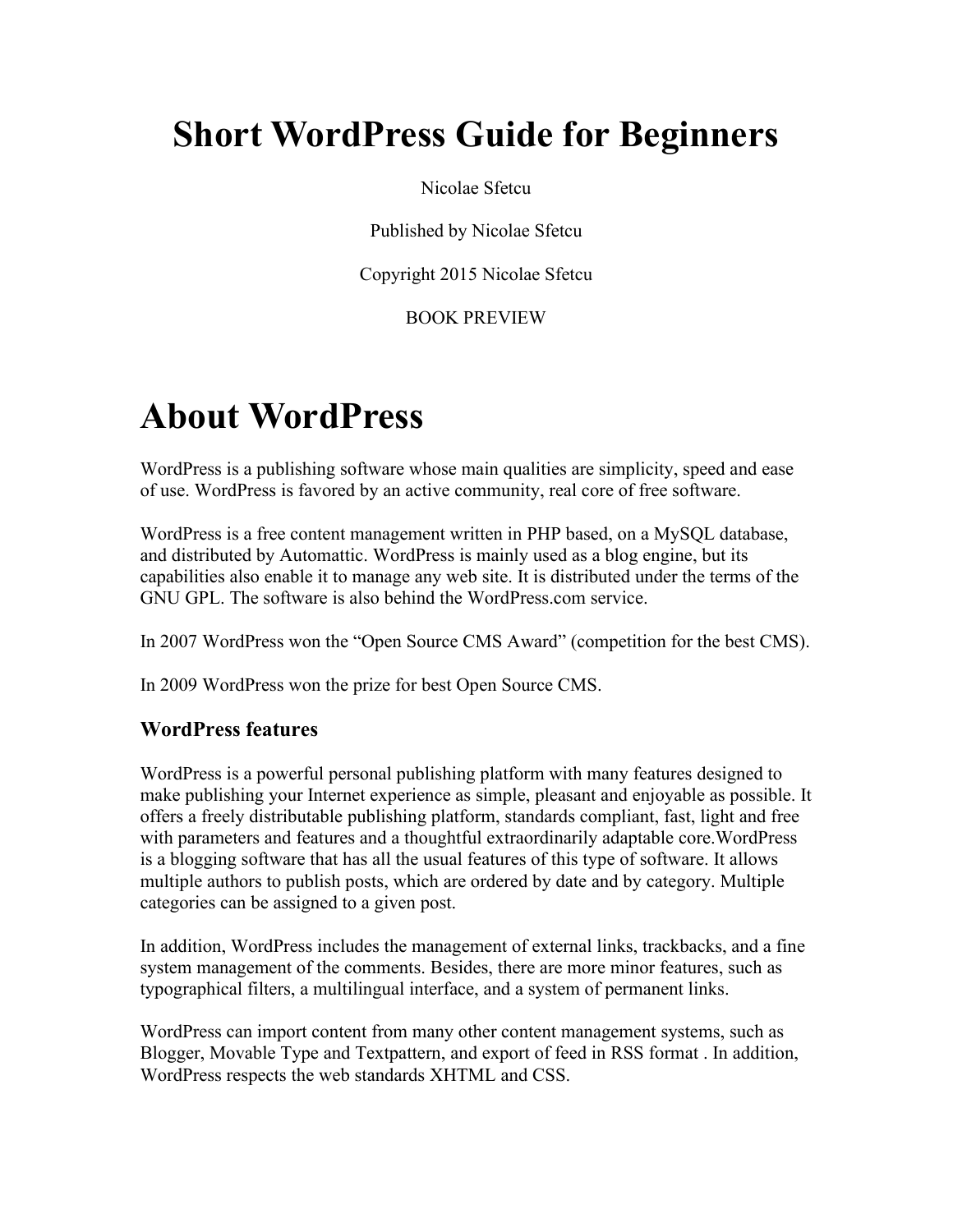# Short WordPress Guide for Beginners

Nicolae Sfetcu

Published by Nicolae Sfetcu

Copyright 2015 Nicolae Sfetcu

BOOK PREVIEW

# About WordPress

WordPress is a publishing software whose main qualities are simplicity, speed and ease of use. WordPress is favored by an active community, real core of free software.

WordPress is a free content management written in PHP based, on a MySQL database, and distributed by Automattic. WordPress is mainly used as a blog engine, but its capabilities also enable it to manage any web site. It is distributed under the terms of the GNU GPL. The software is also behind the WordPress.com service.

In 2007 WordPress won the "Open Source CMS Award" (competition for the best CMS).

In 2009 WordPress won the prize for best Open Source CMS.

### WordPress features

WordPress is a powerful personal publishing platform with many features designed to make publishing your Internet experience as simple, pleasant and enjoyable as possible. It offers a freely distributable publishing platform, standards compliant, fast, light and free with parameters and features and a thoughtful extraordinarily adaptable core.WordPress is a blogging software that has all the usual features of this type of software. It allows multiple authors to publish posts, which are ordered by date and by category. Multiple categories can be assigned to a given post.

In addition, WordPress includes the management of external links, trackbacks, and a fine system management of the comments. Besides, there are more minor features, such as typographical filters, a multilingual interface, and a system of permanent links.

WordPress can import content from many other content management systems, such as Blogger, Movable Type and Textpattern, and export of feed in RSS format . In addition, WordPress respects the web standards XHTML and CSS.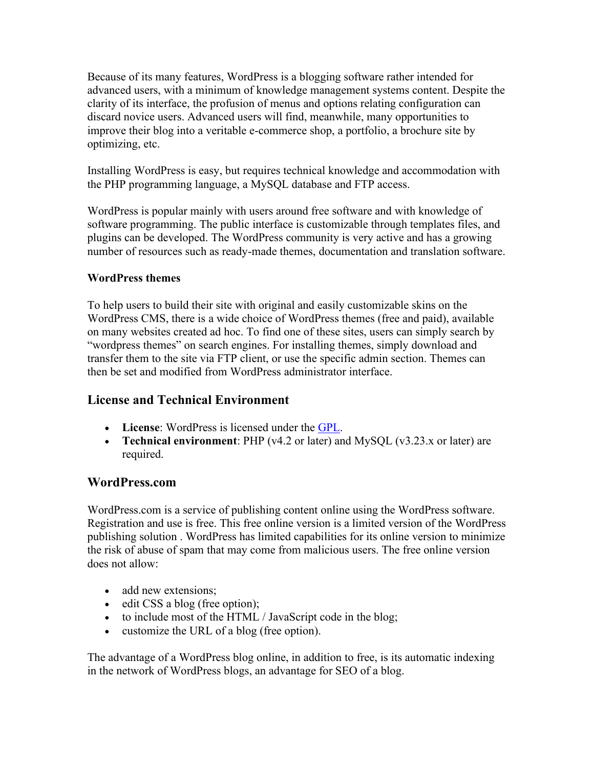Because of its many features, WordPress is a blogging software rather intended for advanced users, with a minimum of knowledge management systems content. Despite the clarity of its interface, the profusion of menus and options relating configuration can discard novice users. Advanced users will find, meanwhile, many opportunities to improve their blog into a veritable e-commerce shop, a portfolio, a brochure site by optimizing, etc.

Installing WordPress is easy, but requires technical knowledge and accommodation with the PHP programming language, a MySQL database and FTP access.

WordPress is popular mainly with users around free software and with knowledge of software programming. The public interface is customizable through templates files, and plugins can be developed. The WordPress community is very active and has a growing number of resources such as ready-made themes, documentation and translation software.

**WordPress themes**

To help users to build their site with original and easily customizable skins on the WordPress CMS, there is a wide choice of WordPress themes (free and paid), available on many websites created ad hoc. To find one of these sites, users can simply search by "wordpress themes" on search engines. For installing themes, simply download and transfer them to the site via FTP client, or use the specific admin section. Themes can then be set and modified from WordPress administrator interface.

## License and Technical Environment

- **License**: WordPress is licensed under the GPL.
- **Technical environment**: PHP (v4.2 or later) and MySQL (v3.23.x or later) are required.

## WordPress.com

WordPress.com is a service of publishing content online using the WordPress software. Registration and use is free. This free online version is a limited version of the WordPress publishing solution . WordPress has limited capabilities for its online version to minimize the risk of abuse of spam that may come from malicious users. The free online version does not allow:

- add new extensions;
- edit CSS a blog (free option);
- to include most of the HTML / JavaScript code in the blog;
- customize the URL of a blog (free option).

The advantage of a WordPress blog online, in addition to free, is its automatic indexing in the network of WordPress blogs, an advantage for SEO of a blog.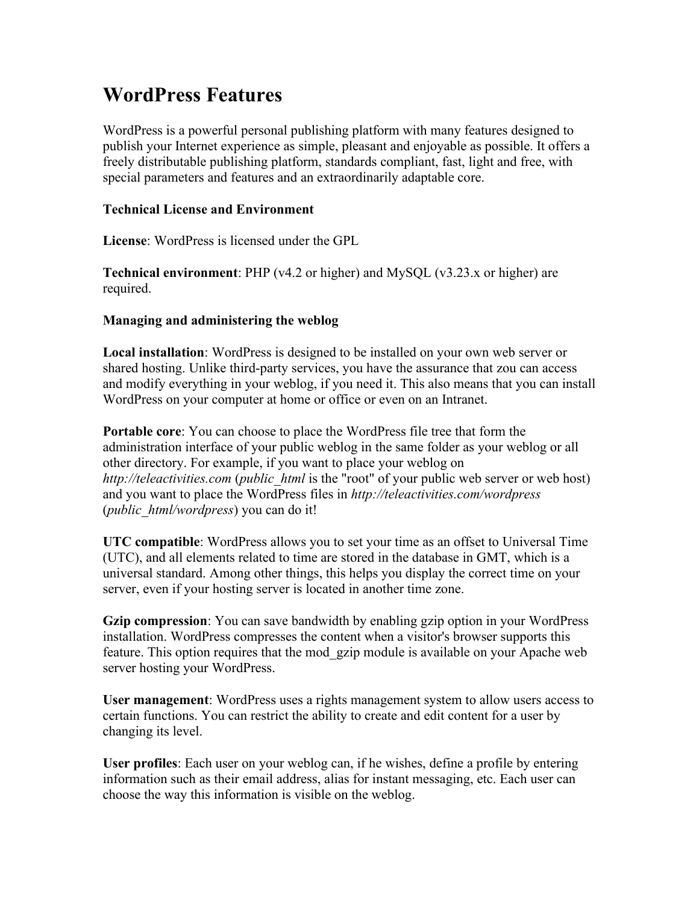# WordPress Features

WordPress is a powerful personal publishing platform with many features designed to publish your Internet experience as simple, pleasant and enjoyable as possible. It offers a freely distributable publishing platform, standards compliant, fast, light and free, with special parameters and features and an extraordinarily adaptable core.

**Technical License and Environment**

**License**: WordPress is licensed under the GPL

**Technical environment**: PHP (v4.2 or higher) and MySQL (v3.23.x or higher) are required.

**Managing and administering the weblog**

**Local installation**: WordPress is designed to be installed on your own web server or shared hosting. Unlike third-party services, you have the assurance that zou can access and modify everything in your weblog, if you need it. This also means that you can install WordPress on your computer at home or office or even on an Intranet.

**Portable core**: You can choose to place the WordPress file tree that form the administration interface of your public weblog in the same folder as your weblog or all other directory. For example, if you want to place your weblog on *http://teleactivities.com* (*public_html* is the "root" of your public web server or web host) and you want to place the WordPress files in *http://teleactivities.com/wordpress* (*public_html/wordpress*) you can do it!

**UTC compatible**: WordPress allows you to set your time as an offset to Universal Time (UTC), and all elements related to time are stored in the database in GMT, which is a universal standard. Among other things, this helps you display the correct time on your server, even if your hosting server is located in another time zone.

**Gzip compression**: You can save bandwidth by enabling gzip option in your WordPress installation. WordPress compresses the content when a visitor's browser supports this feature. This option requires that the mod_gzip module is available on your Apache web server hosting your WordPress.

**User management**: WordPress uses a rights management system to allow users access to certain functions. You can restrict the ability to create and edit content for a user by changing its level.

**User profiles**: Each user on your weblog can, if he wishes, define a profile by entering information such as their email address, alias for instant messaging, etc. Each user can choose the way this information is visible on the weblog.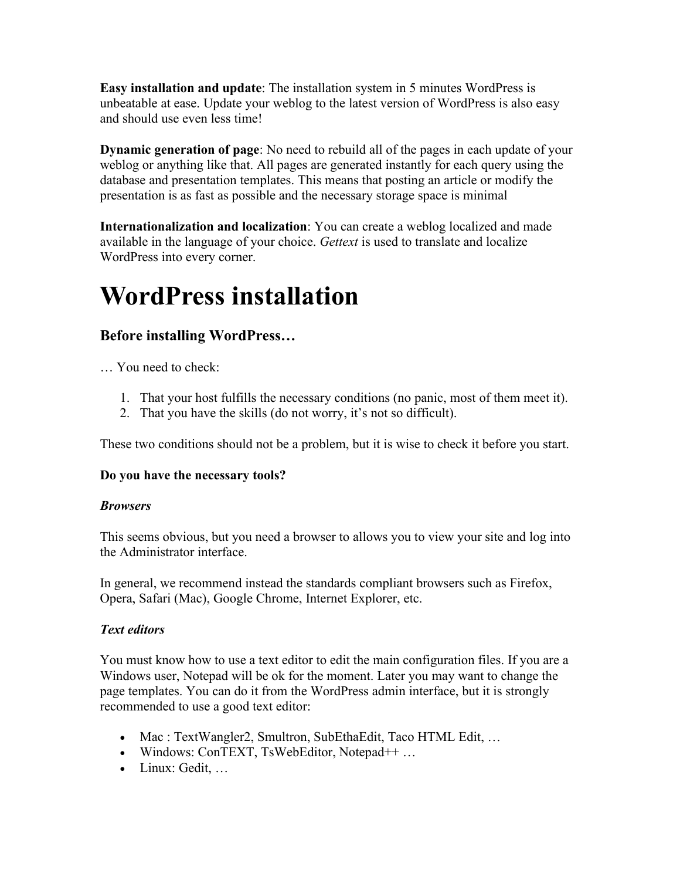**Easy installation and update**: The installation system in 5 minutes WordPress is unbeatable at ease. Update your weblog to the latest version of WordPress is also easy and should use even less time!

**Dynamic generation of page**: No need to rebuild all of the pages in each update of your weblog or anything like that. All pages are generated instantly for each query using the database and presentation templates. This means that posting an article or modify the presentation is as fast as possible and the necessary storage space is minimal

**Internationalization and localization**: You can create a weblog localized and made available in the language of your choice. *Gettext* is used to translate and localize WordPress into every corner.

# WordPress installation

## Before installing WordPress…

… You need to check:

1. That your host fulfills the necessary conditions (no panic, most of them meet it).
2. That you have the skills (do not worry, it's not so difficult).

These two conditions should not be a problem, but it is wise to check it before you start.

**Do you have the necessary tools?**

***Browsers***

This seems obvious, but you need a browser to allows you to view your site and log into the Administrator interface.

In general, we recommend instead the standards compliant browsers such as Firefox, Opera, Safari (Mac), Google Chrome, Internet Explorer, etc.

***Text editors***

You must know how to use a text editor to edit the main configuration files. If you are a Windows user, Notepad will be ok for the moment. Later you may want to change the page templates. You can do it from the WordPress admin interface, but it is strongly recommended to use a good text editor:

- Mac : TextWangler2, Smultron, SubEthaEdit, Taco HTML Edit, …
- Windows: ConTEXT, TsWebEditor, Notepad++ …
- Linux: Gedit, …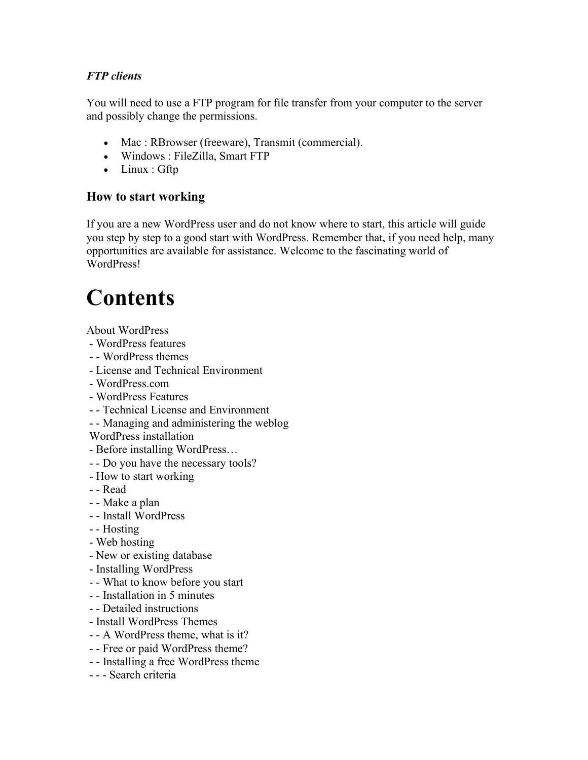*FTP clients*

You will need to use a FTP program for file transfer from your computer to the server and possibly change the permissions.

- Mac : RBrowser (freeware), Transmit (commercial).
- Windows : FileZilla, Smart FTP
- Linux : Gftp

### How to start working

If you are a new WordPress user and do not know where to start, this article will guide you step by step to a good start with WordPress. Remember that, if you need help, many opportunities are available for assistance. Welcome to the fascinating world of WordPress!

# Contents

About WordPress
 - WordPress features
 - - WordPress themes
 - License and Technical Environment
 - WordPress.com
 - WordPress Features
 - - Technical License and Environment
 - - Managing and administering the weblog
 WordPress installation
 - Before installing WordPress…
 - - Do you have the necessary tools?
 - How to start working
 - - Read
 - - Make a plan
 - - Install WordPress
 - - Hosting
 - Web hosting
 - New or existing database
 - Installing WordPress
 - - What to know before you start
 - - Installation in 5 minutes
 - - Detailed instructions
 - Install WordPress Themes
 - - A WordPress theme, what is it?
 - - Free or paid WordPress theme?
 - - Installing a free WordPress theme
 - - - Search criteria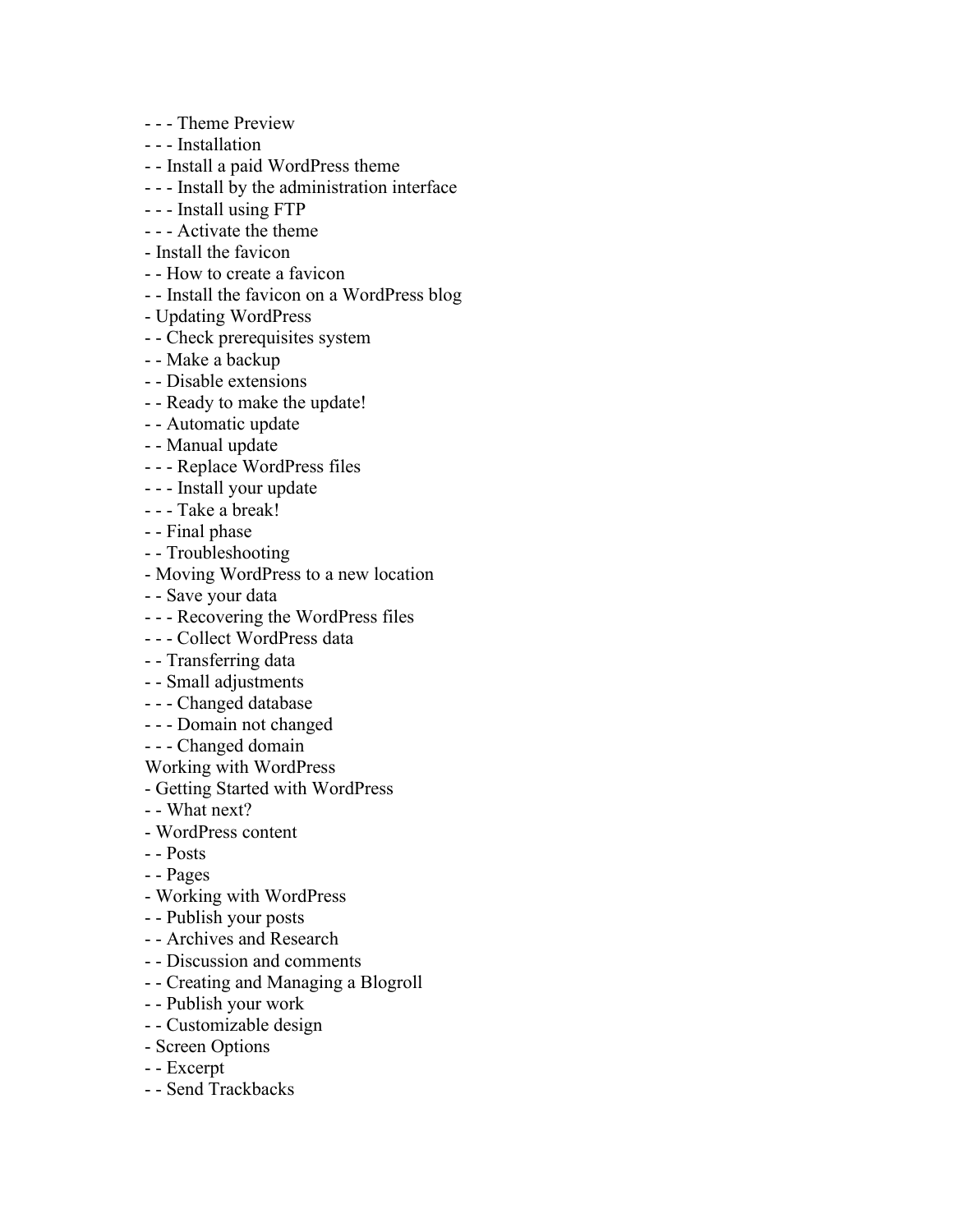- - - Theme Preview
- - - Installation
- - Install a paid WordPress theme
- - - Install by the administration interface
- - - Install using FTP
- - - Activate the theme
- Install the favicon
- - How to create a favicon
- - Install the favicon on a WordPress blog
- Updating WordPress
- - Check prerequisites system
- - Make a backup
- - Disable extensions
- - Ready to make the update!
- - Automatic update
- - Manual update
- - - Replace WordPress files
- - - Install your update
- - - Take a break!
- - Final phase
- - Troubleshooting
- Moving WordPress to a new location
- - Save your data
- - - Recovering the WordPress files
- - - Collect WordPress data
- - Transferring data
- - Small adjustments
- - - Changed database
- - - Domain not changed
- - - Changed domain

Working with WordPress
- Getting Started with WordPress
- - What next?
- WordPress content
- - Posts
- - Pages
- Working with WordPress
- - Publish your posts
- - Archives and Research
- - Discussion and comments
- - Creating and Managing a Blogroll
- - Publish your work
- - Customizable design
- Screen Options
- - Excerpt
- - Send Trackbacks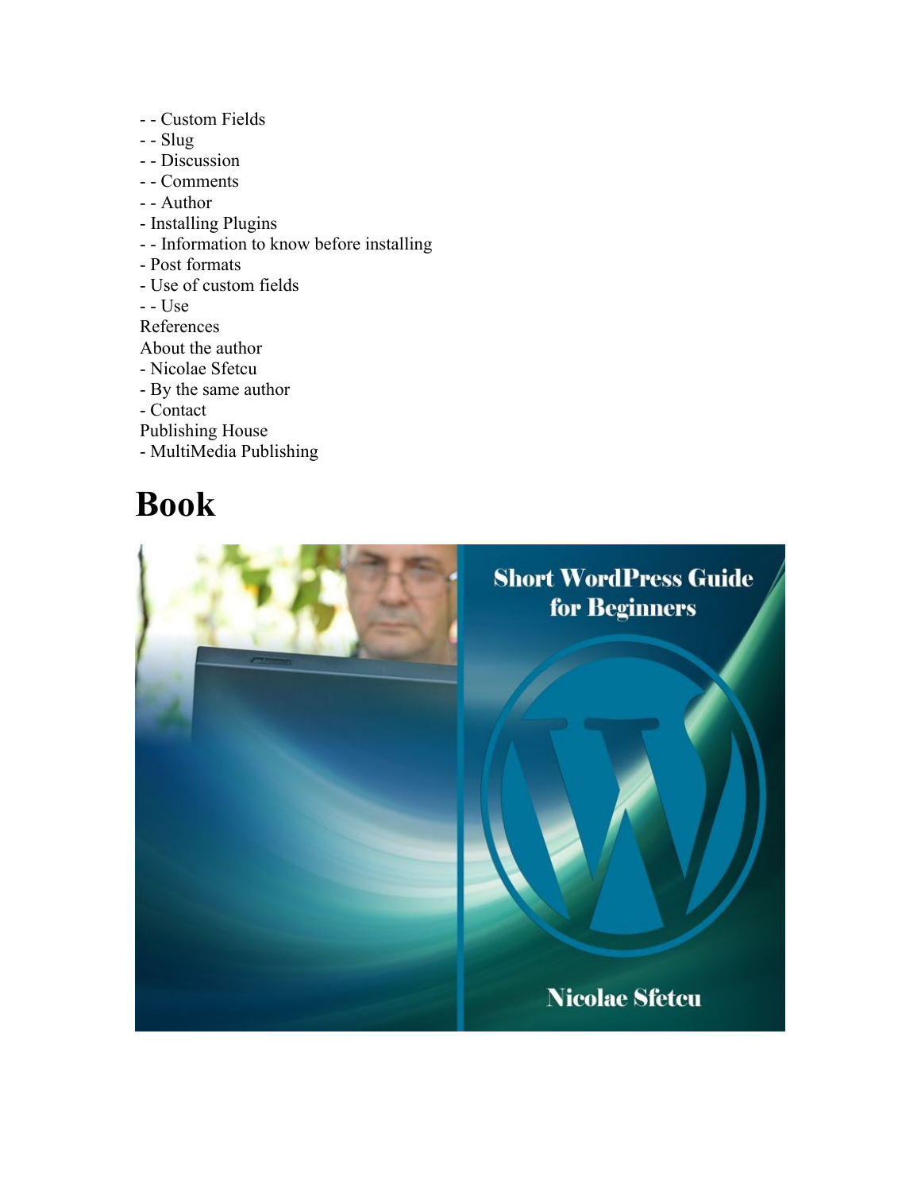- - Custom Fields
- - Slug
- - Discussion
- - Comments
- - Author
- Installing Plugins
- - Information to know before installing
- Post formats
- Use of custom fields
- - Use

References

About the author

- Nicolae Sfetcu
- By the same author
- Contact

Publishing House

- MultiMedia Publishing

# Book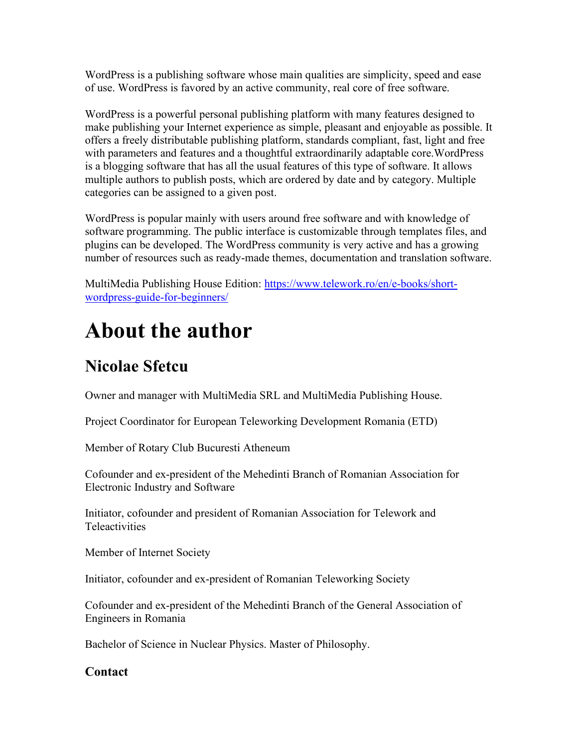WordPress is a publishing software whose main qualities are simplicity, speed and ease of use. WordPress is favored by an active community, real core of free software.

WordPress is a powerful personal publishing platform with many features designed to make publishing your Internet experience as simple, pleasant and enjoyable as possible. It offers a freely distributable publishing platform, standards compliant, fast, light and free with parameters and features and a thoughtful extraordinarily adaptable core.WordPress is a blogging software that has all the usual features of this type of software. It allows multiple authors to publish posts, which are ordered by date and by category. Multiple categories can be assigned to a given post.

WordPress is popular mainly with users around free software and with knowledge of software programming. The public interface is customizable through templates files, and plugins can be developed. The WordPress community is very active and has a growing number of resources such as ready-made themes, documentation and translation software.

MultiMedia Publishing House Edition: [https://www.telework.ro/en/e-books/short-wordpress-guide-for-beginners/](https://www.telework.ro/en/e-books/short-wordpress-guide-for-beginners/)

# About the author

## Nicolae Sfetcu

Owner and manager with MultiMedia SRL and MultiMedia Publishing House.

Project Coordinator for European Teleworking Development Romania (ETD)

Member of Rotary Club Bucuresti Atheneum

Cofounder and ex-president of the Mehedinti Branch of Romanian Association for Electronic Industry and Software

Initiator, cofounder and president of Romanian Association for Telework and Teleactivities

Member of Internet Society

Initiator, cofounder and ex-president of Romanian Teleworking Society

Cofounder and ex-president of the Mehedinti Branch of the General Association of Engineers in Romania

Bachelor of Science in Nuclear Physics. Master of Philosophy.

### Contact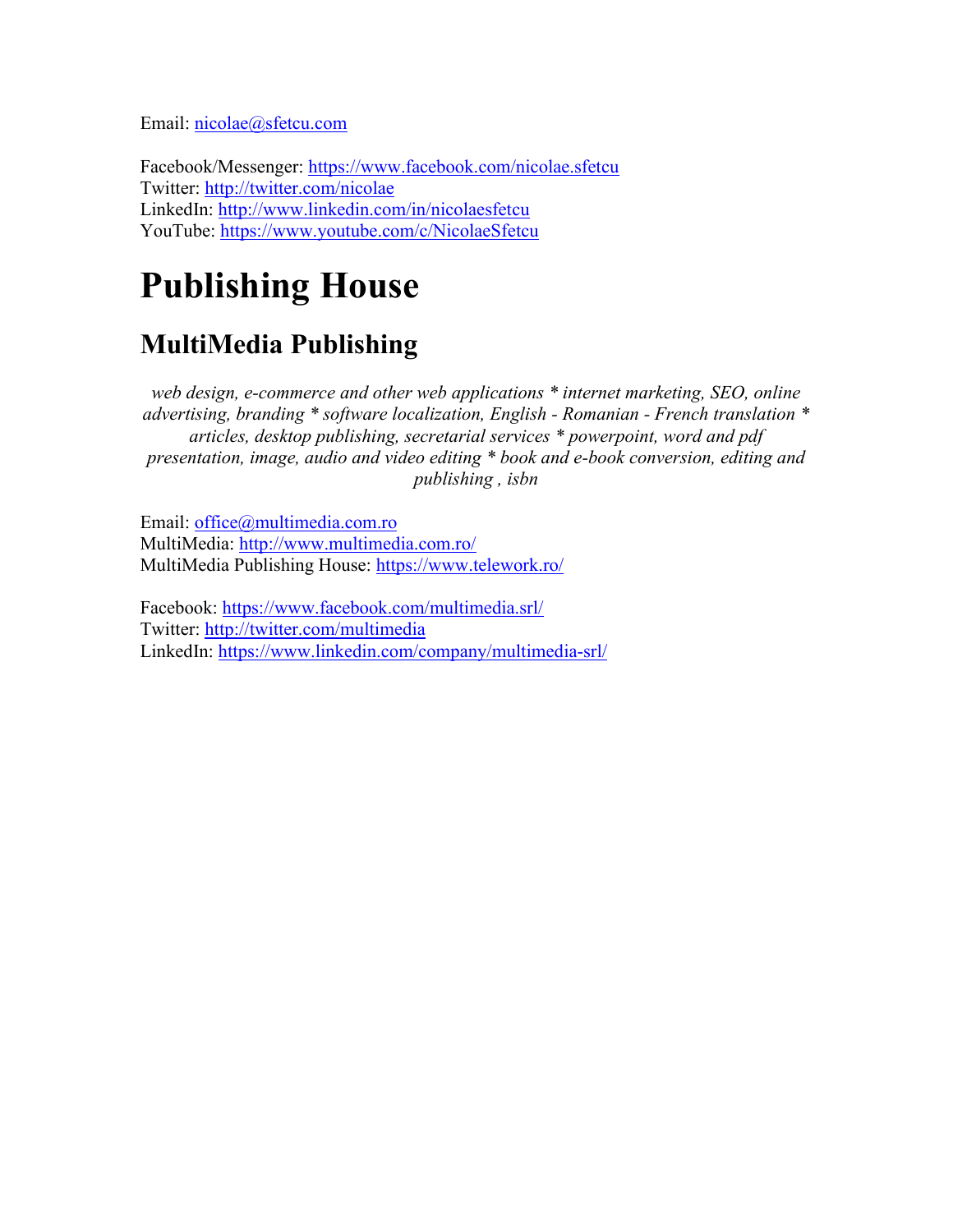Email: nicolae@sfetcu.com

Facebook/Messenger: https://www.facebook.com/nicolae.sfetcu
Twitter: http://twitter.com/nicolae
LinkedIn: http://www.linkedin.com/in/nicolaesfetcu
YouTube: https://www.youtube.com/c/NicolaeSfetcu

# Publishing House

## MultiMedia Publishing

*web design, e-commerce and other web applications * internet marketing, SEO, online advertising, branding * software localization, English - Romanian - French translation * articles, desktop publishing, secretarial services * powerpoint, word and pdf presentation, image, audio and video editing * book and e-book conversion, editing and publishing , isbn*

Email: office@multimedia.com.ro
MultiMedia: http://www.multimedia.com.ro/
MultiMedia Publishing House: https://www.telework.ro/

Facebook: https://www.facebook.com/multimedia.srl/
Twitter: http://twitter.com/multimedia
LinkedIn: https://www.linkedin.com/company/multimedia-srl/